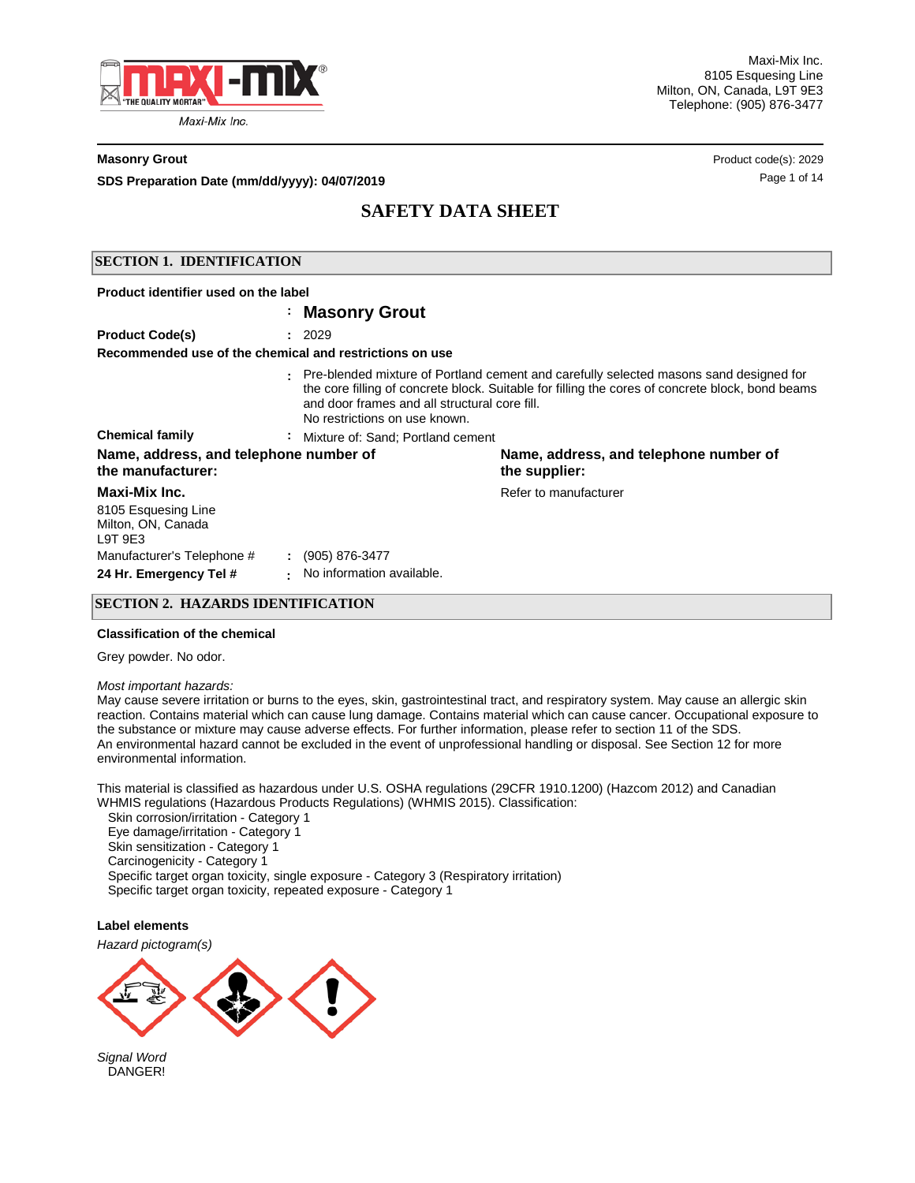Maxi-Mix Inc.
8105 Esquesing Line
Milton, ON, Canada, L9T 9E3
Telephone: (905) 876-3477

**Masonry Grout**

Product code(s): 2029

**SDS Preparation Date (mm/dd/yyyy): 04/07/2019**

# SAFETY DATA SHEET

## SECTION 1. IDENTIFICATION

**Product identifier used on the label**

: **Masonry Grout**

**Product Code(s)** : 2029

**Recommended use of the chemical and restrictions on use**

: Pre-blended mixture of Portland cement and carefully selected masons sand designed for the core filling of concrete block. Suitable for filling the cores of concrete block, bond beams and door frames and all structural core fill.
No restrictions on use known.

**Chemical family** : Mixture of: Sand; Portland cement

**Name, address, and telephone number of the manufacturer:**

**Maxi-Mix Inc.**
8105 Esquesing Line
Milton, ON, Canada
L9T 9E3

**Name, address, and telephone number of the supplier:**

Refer to manufacturer

Manufacturer's Telephone # : (905) 876-3477

**24 Hr. Emergency Tel #** : No information available.

## SECTION 2. HAZARDS IDENTIFICATION

**Classification of the chemical**

Grey powder. No odor.

*Most important hazards:*
May cause severe irritation or burns to the eyes, skin, gastrointestinal tract, and respiratory system. May cause an allergic skin reaction. Contains material which can cause lung damage. Contains material which can cause cancer. Occupational exposure to the substance or mixture may cause adverse effects. For further information, please refer to section 11 of the SDS.
An environmental hazard cannot be excluded in the event of unprofessional handling or disposal. See Section 12 for more environmental information.

This material is classified as hazardous under U.S. OSHA regulations (29CFR 1910.1200) (Hazcom 2012) and Canadian WHMIS regulations (Hazardous Products Regulations) (WHMIS 2015). Classification:

- Skin corrosion/irritation - Category 1
- Eye damage/irritation - Category 1
- Skin sensitization - Category 1
- Carcinogenicity - Category 1
- Specific target organ toxicity, single exposure - Category 3 (Respiratory irritation)
- Specific target organ toxicity, repeated exposure - Category 1

**Label elements**

*Hazard pictogram(s)*

*Signal Word*
DANGER!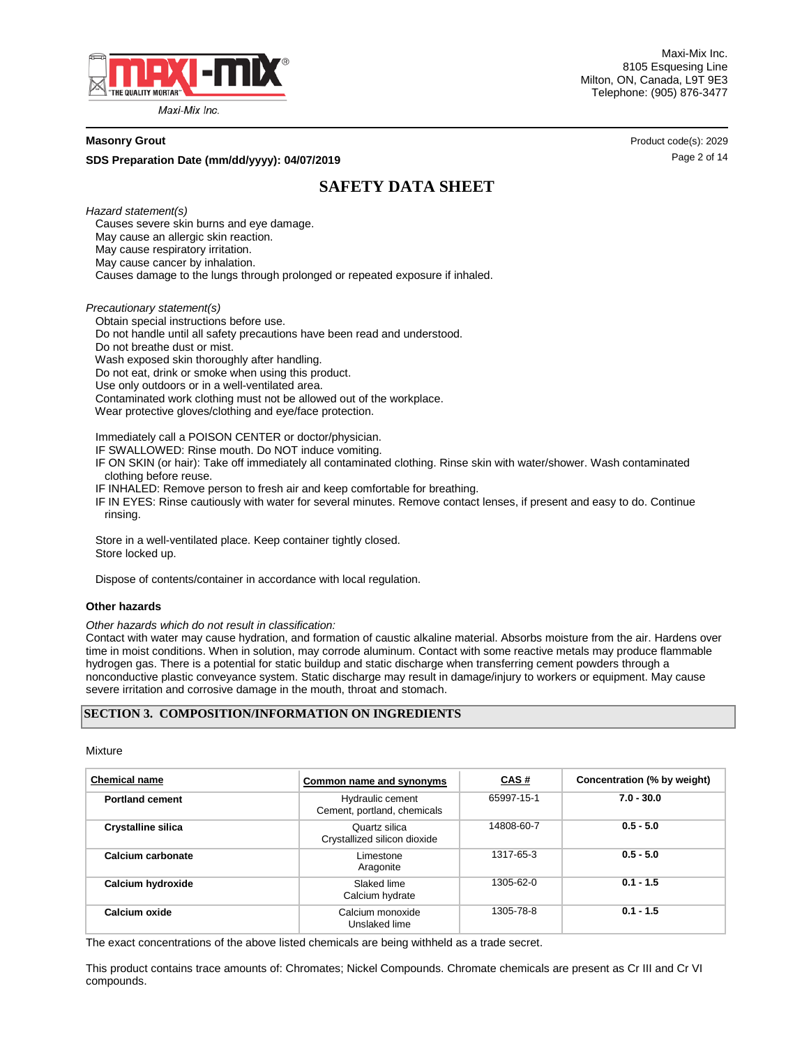*Hazard statement(s)*

Causes severe skin burns and eye damage.
May cause an allergic skin reaction.
May cause respiratory irritation.
May cause cancer by inhalation.
Causes damage to the lungs through prolonged or repeated exposure if inhaled.

*Precautionary statement(s)*

Obtain special instructions before use.
Do not handle until all safety precautions have been read and understood.
Do not breathe dust or mist.
Wash exposed skin thoroughly after handling.
Do not eat, drink or smoke when using this product.
Use only outdoors or in a well-ventilated area.
Contaminated work clothing must not be allowed out of the workplace.
Wear protective gloves/clothing and eye/face protection.

Immediately call a POISON CENTER or doctor/physician.
IF SWALLOWED: Rinse mouth. Do NOT induce vomiting.
IF ON SKIN (or hair): Take off immediately all contaminated clothing. Rinse skin with water/shower. Wash contaminated clothing before reuse.
IF INHALED: Remove person to fresh air and keep comfortable for breathing.
IF IN EYES: Rinse cautiously with water for several minutes. Remove contact lenses, if present and easy to do. Continue rinsing.

Store in a well-ventilated place. Keep container tightly closed.
Store locked up.

Dispose of contents/container in accordance with local regulation.

### Other hazards

*Other hazards which do not result in classification:*

Contact with water may cause hydration, and formation of caustic alkaline material. Absorbs moisture from the air. Hardens over time in moist conditions. When in solution, may corrode aluminum. Contact with some reactive metals may produce flammable hydrogen gas. There is a potential for static buildup and static discharge when transferring cement powders through a nonconductive plastic conveyance system. Static discharge may result in damage/injury to workers or equipment. May cause severe irritation and corrosive damage in the mouth, throat and stomach.

## SECTION 3. COMPOSITION/INFORMATION ON INGREDIENTS

Mixture

| Chemical name | Common name and synonyms | CAS # | Concentration (% by weight) |
|---|---|---|---|
| **Portland cement** | Hydraulic cement<br>Cement, portland, chemicals | 65997-15-1 | **7.0 - 30.0** |
| **Crystalline silica** | Quartz silica<br>Crystallized silicon dioxide | 14808-60-7 | **0.5 - 5.0** |
| **Calcium carbonate** | Limestone<br>Aragonite | 1317-65-3 | **0.5 - 5.0** |
| **Calcium hydroxide** | Slaked lime<br>Calcium hydrate | 1305-62-0 | **0.1 - 1.5** |
| **Calcium oxide** | Calcium monoxide<br>Unslaked lime | 1305-78-8 | **0.1 - 1.5** |

The exact concentrations of the above listed chemicals are being withheld as a trade secret.

This product contains trace amounts of: Chromates; Nickel Compounds. Chromate chemicals are present as Cr III and Cr VI compounds.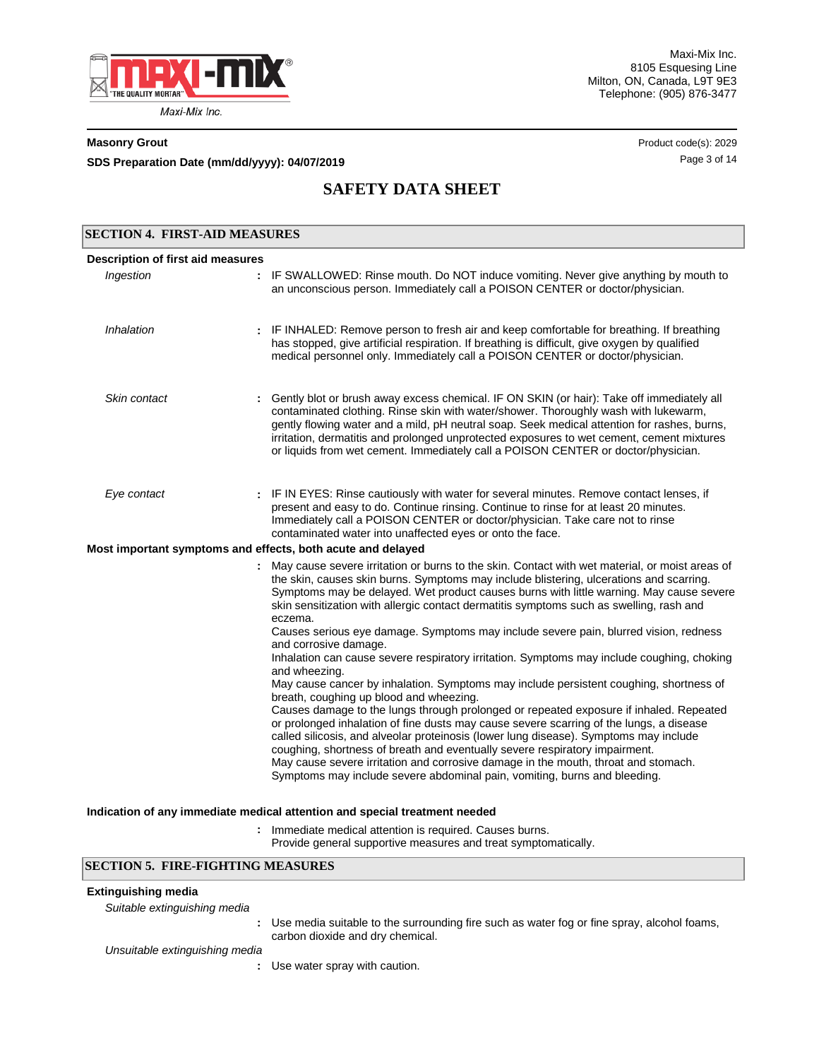## SECTION 4. FIRST-AID MEASURES

**Description of first aid measures**

*Ingestion* : IF SWALLOWED: Rinse mouth. Do NOT induce vomiting. Never give anything by mouth to an unconscious person. Immediately call a POISON CENTER or doctor/physician.

*Inhalation* : IF INHALED: Remove person to fresh air and keep comfortable for breathing. If breathing has stopped, give artificial respiration. If breathing is difficult, give oxygen by qualified medical personnel only. Immediately call a POISON CENTER or doctor/physician.

*Skin contact* : Gently blot or brush away excess chemical. IF ON SKIN (or hair): Take off immediately all contaminated clothing. Rinse skin with water/shower. Thoroughly wash with lukewarm, gently flowing water and a mild, pH neutral soap. Seek medical attention for rashes, burns, irritation, dermatitis and prolonged unprotected exposures to wet cement, cement mixtures or liquids from wet cement. Immediately call a POISON CENTER or doctor/physician.

*Eye contact* : IF IN EYES: Rinse cautiously with water for several minutes. Remove contact lenses, if present and easy to do. Continue rinsing. Continue to rinse for at least 20 minutes. Immediately call a POISON CENTER or doctor/physician. Take care not to rinse contaminated water into unaffected eyes or onto the face.

**Most important symptoms and effects, both acute and delayed**

: May cause severe irritation or burns to the skin. Contact with wet material, or moist areas of the skin, causes skin burns. Symptoms may include blistering, ulcerations and scarring. Symptoms may be delayed. Wet product causes burns with little warning. May cause severe skin sensitization with allergic contact dermatitis symptoms such as swelling, rash and eczema.
Causes serious eye damage. Symptoms may include severe pain, blurred vision, redness and corrosive damage.
Inhalation can cause severe respiratory irritation. Symptoms may include coughing, choking and wheezing.
May cause cancer by inhalation. Symptoms may include persistent coughing, shortness of breath, coughing up blood and wheezing.
Causes damage to the lungs through prolonged or repeated exposure if inhaled. Repeated or prolonged inhalation of fine dusts may cause severe scarring of the lungs, a disease called silicosis, and alveolar proteinosis (lower lung disease). Symptoms may include coughing, shortness of breath and eventually severe respiratory impairment.
May cause severe irritation and corrosive damage in the mouth, throat and stomach. Symptoms may include severe abdominal pain, vomiting, burns and bleeding.

**Indication of any immediate medical attention and special treatment needed**

: Immediate medical attention is required. Causes burns.
Provide general supportive measures and treat symptomatically.

## SECTION 5. FIRE-FIGHTING MEASURES

**Extinguishing media**

*Suitable extinguishing media*

: Use media suitable to the surrounding fire such as water fog or fine spray, alcohol foams, carbon dioxide and dry chemical.

*Unsuitable extinguishing media*

: Use water spray with caution.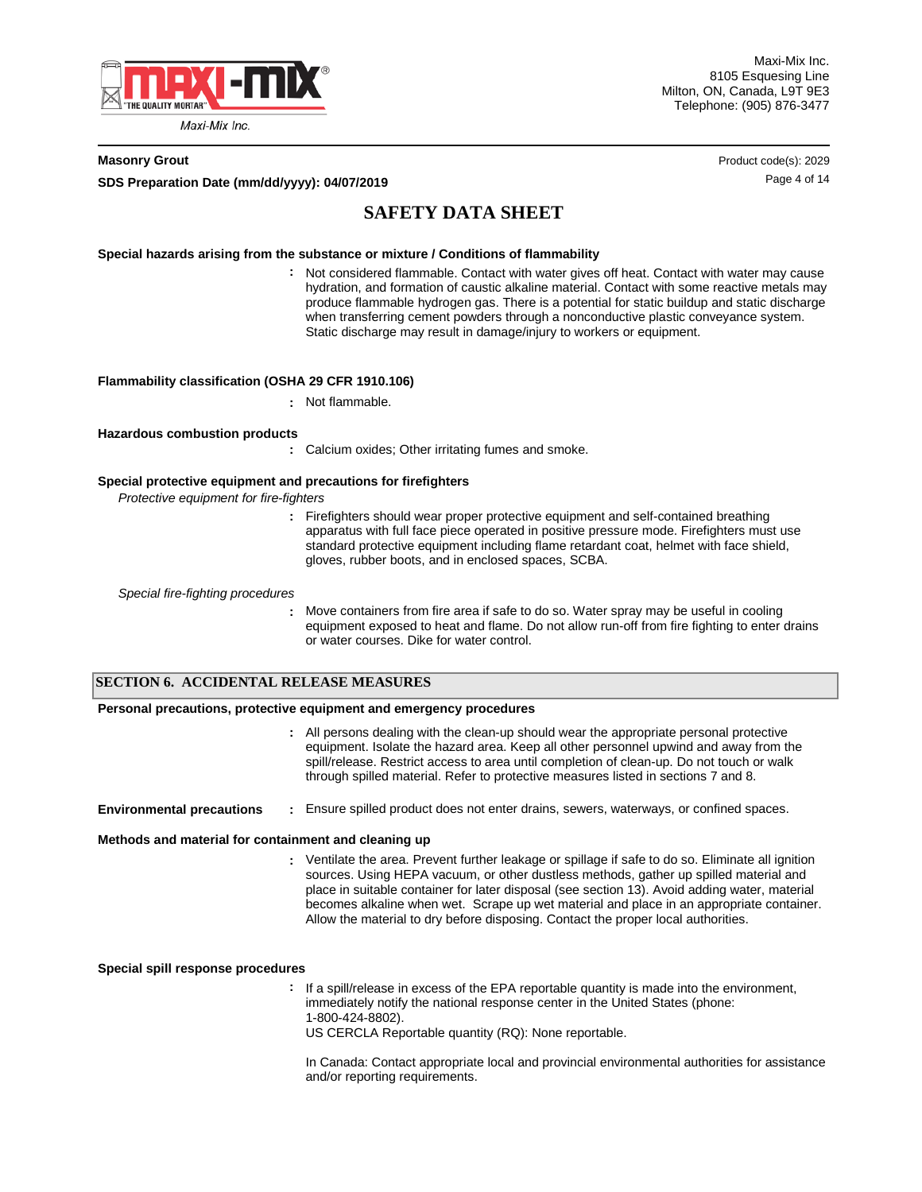**Special hazards arising from the substance or mixture / Conditions of flammability**

: Not considered flammable. Contact with water gives off heat. Contact with water may cause hydration, and formation of caustic alkaline material. Contact with some reactive metals may produce flammable hydrogen gas. There is a potential for static buildup and static discharge when transferring cement powders through a nonconductive plastic conveyance system. Static discharge may result in damage/injury to workers or equipment.

**Flammability classification (OSHA 29 CFR 1910.106)**

: Not flammable.

**Hazardous combustion products**

: Calcium oxides; Other irritating fumes and smoke.

**Special protective equipment and precautions for firefighters**

*Protective equipment for fire-fighters*

: Firefighters should wear proper protective equipment and self-contained breathing apparatus with full face piece operated in positive pressure mode. Firefighters must use standard protective equipment including flame retardant coat, helmet with face shield, gloves, rubber boots, and in enclosed spaces, SCBA.

*Special fire-fighting procedures*

: Move containers from fire area if safe to do so. Water spray may be useful in cooling equipment exposed to heat and flame. Do not allow run-off from fire fighting to enter drains or water courses. Dike for water control.

## SECTION 6. ACCIDENTAL RELEASE MEASURES

**Personal precautions, protective equipment and emergency procedures**

: All persons dealing with the clean-up should wear the appropriate personal protective equipment. Isolate the hazard area. Keep all other personnel upwind and away from the spill/release. Restrict access to area until completion of clean-up. Do not touch or walk through spilled material. Refer to protective measures listed in sections 7 and 8.

**Environmental precautions** : Ensure spilled product does not enter drains, sewers, waterways, or confined spaces.

**Methods and material for containment and cleaning up**

: Ventilate the area. Prevent further leakage or spillage if safe to do so. Eliminate all ignition sources. Using HEPA vacuum, or other dustless methods, gather up spilled material and place in suitable container for later disposal (see section 13). Avoid adding water, material becomes alkaline when wet. Scrape up wet material and place in an appropriate container. Allow the material to dry before disposing. Contact the proper local authorities.

**Special spill response procedures**

: If a spill/release in excess of the EPA reportable quantity is made into the environment, immediately notify the national response center in the United States (phone: 1-800-424-8802).
US CERCLA Reportable quantity (RQ): None reportable.

In Canada: Contact appropriate local and provincial environmental authorities for assistance and/or reporting requirements.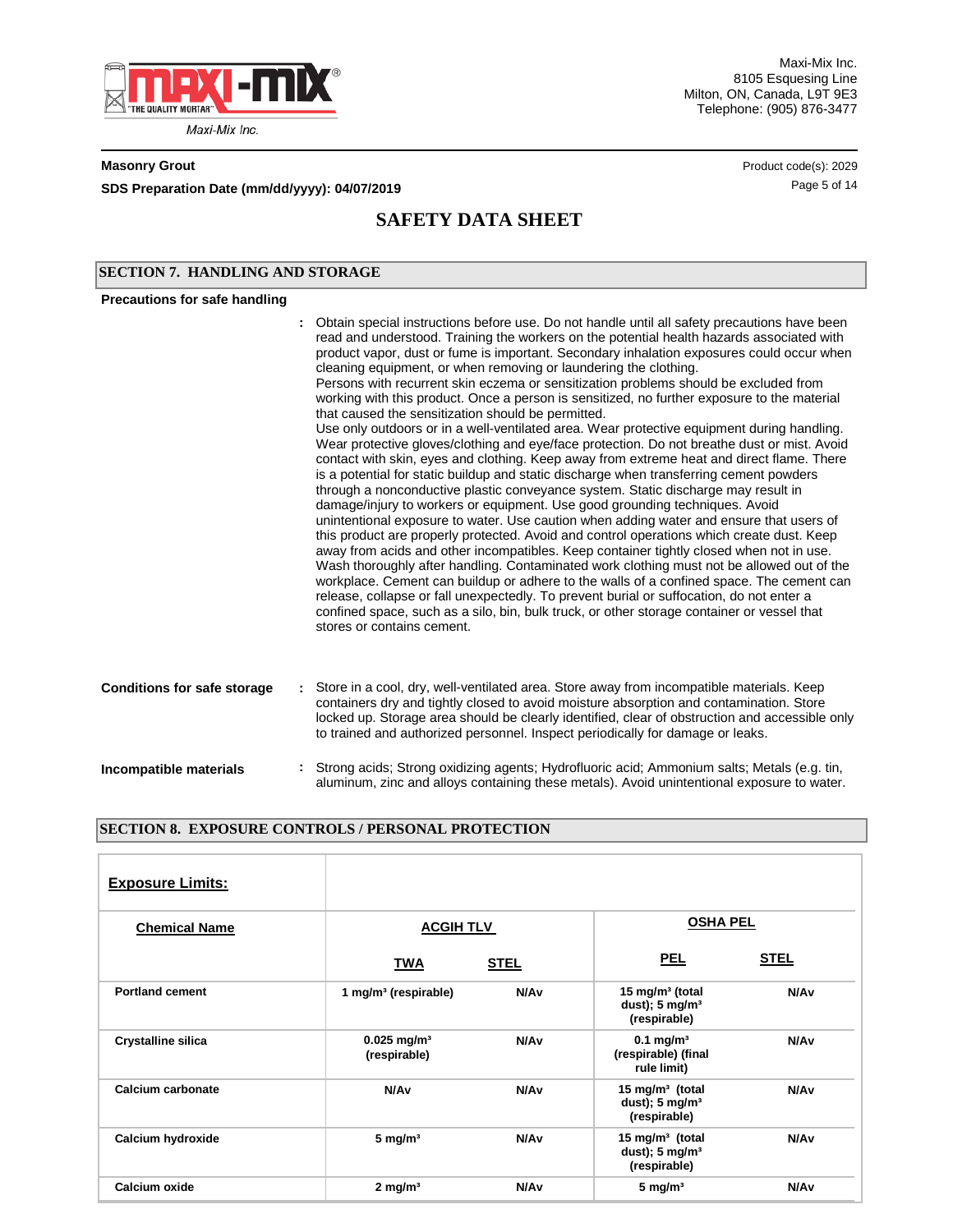# SAFETY DATA SHEET

## SECTION 7. HANDLING AND STORAGE

**Precations for safe handling**

: Obtain special instructions before use. Do not handle until all safety precautions have been read and understood. Training the workers on the potential health hazards associated with product vapor, dust or fume is important. Secondary inhalation exposures could occur when cleaning equipment, or when removing or laundering the clothing.
Persons with recurrent skin eczema or sensitization problems should be excluded from working with this product. Once a person is sensitized, no further exposure to the material that caused the sensitization should be permitted.
Use only outdoors or in a well-ventilated area. Wear protective equipment during handling. Wear protective gloves/clothing and eye/face protection. Do not breathe dust or mist. Avoid contact with skin, eyes and clothing. Keep away from extreme heat and direct flame. There is a potential for static buildup and static discharge when transferring cement powders through a nonconductive plastic conveyance system. Static discharge may result in damage/injury to workers or equipment. Use good grounding techniques. Avoid unintentional exposure to water. Use caution when adding water and ensure that users of this product are properly protected. Avoid and control operations which create dust. Keep away from acids and other incompatibles. Keep container tightly closed when not in use. Wash thoroughly after handling. Contaminated work clothing must not be allowed out of the workplace. Cement can buildup or adhere to the walls of a confined space. The cement can release, collapse or fall unexpectedly. To prevent burial or suffocation, do not enter a confined space, such as a silo, bin, bulk truck, or other storage container or vessel that stores or contains cement.

**Conditions for safe storage** : Store in a cool, dry, well-ventilated area. Store away from incompatible materials. Keep containers dry and tightly closed to avoid moisture absorption and contamination. Store locked up. Storage area should be clearly identified, clear of obstruction and accessible only to trained and authorized personnel. Inspect periodically for damage or leaks.

**Incompatible materials** : Strong acids; Strong oxidizing agents; Hydrofluoric acid; Ammonium salts; Metals (e.g. tin, aluminum, zinc and alloys containing these metals). Avoid unintentional exposure to water.

## SECTION 8. EXPOSURE CONTROLS / PERSONAL PROTECTION

**Exposure Limits:**

| Chemical Name | ACGIH TLV | | OSHA PEL | |
|---|---|---|---|---|
| | TWA | STEL | PEL | STEL |
| Portland cement | 1 mg/m³ (respirable) | N/Av | 15 mg/m³ (total dust); 5 mg/m³ (respirable) | N/Av |
| Crystalline silica | 0.025 mg/m³ (respirable) | N/Av | 0.1 mg/m³ (respirable) (final rule limit) | N/Av |
| Calcium carbonate | N/Av | N/Av | 15 mg/m³ (total dust); 5 mg/m³ (respirable) | N/Av |
| Calcium hydroxide | 5 mg/m³ | N/Av | 15 mg/m³ (total dust); 5 mg/m³ (respirable) | N/Av |
| Calcium oxide | 2 mg/m³ | N/Av | 5 mg/m³ | N/Av |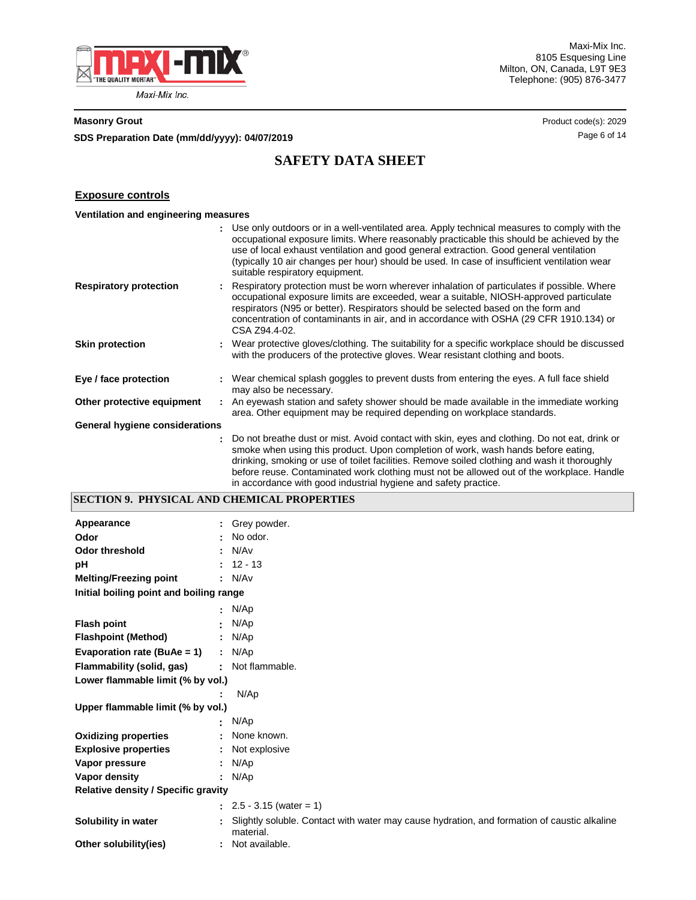## Exposure controls

**Ventilation and engineering measures**

: Use only outdoors or in a well-ventilated area. Apply technical measures to comply with the occupational exposure limits. Where reasonably practicable this should be achieved by the use of local exhaust ventilation and good general extraction. Good general ventilation (typically 10 air changes per hour) should be used. In case of insufficient ventilation wear suitable respiratory equipment.

**Respiratory protection** : Respiratory protection must be worn wherever inhalation of particulates if possible. Where occupational exposure limits are exceeded, wear a suitable, NIOSH-approved particulate respirators (N95 or better). Respirators should be selected based on the form and concentration of contaminants in air, and in accordance with OSHA (29 CFR 1910.134) or CSA Z94.4-02.

**Skin protection** : Wear protective gloves/clothing. The suitability for a specific workplace should be discussed with the producers of the protective gloves. Wear resistant clothing and boots.

**Eye / face protection** : Wear chemical splash goggles to prevent dusts from entering the eyes. A full face shield may also be necessary.

**Other protective equipment** : An eyewash station and safety shower should be made available in the immediate working area. Other equipment may be required depending on workplace standards.

**General hygiene considerations**

: Do not breathe dust or mist. Avoid contact with skin, eyes and clothing. Do not eat, drink or smoke when using this product. Upon completion of work, wash hands before eating, drinking, smoking or use of toilet facilities. Remove soiled clothing and wash it thoroughly before reuse. Contaminated work clothing must not be allowed out of the workplace. Handle in accordance with good industrial hygiene and safety practice.

## SECTION 9. PHYSICAL AND CHEMICAL PROPERTIES

**Appearance** : Grey powder.

**Odor** : No odor.

**Odor threshold** : N/Av

**pH** : 12 - 13

**Melting/Freezing point** : N/Av

**Initial boiling point and boiling range**

: N/Ap

**Flash point** : N/Ap

**Flashpoint (Method)** : N/Ap

**Evaporation rate (BuAe = 1)** : N/Ap

**Flammability (solid, gas)** : Not flammable.

**Lower flammable limit (% by vol.)**

: N/Ap

**Upper flammable limit (% by vol.)**

: N/Ap

**Oxidizing properties** : None known.

**Explosive properties** : Not explosive

**Vapor pressure** : N/Ap

**Vapor density** : N/Ap

**Relative density / Specific gravity**

: 2.5 - 3.15 (water = 1)

**Solubility in water** : Slightly soluble. Contact with water may cause hydration, and formation of caustic alkaline material.

**Other solubility(ies)** : Not available.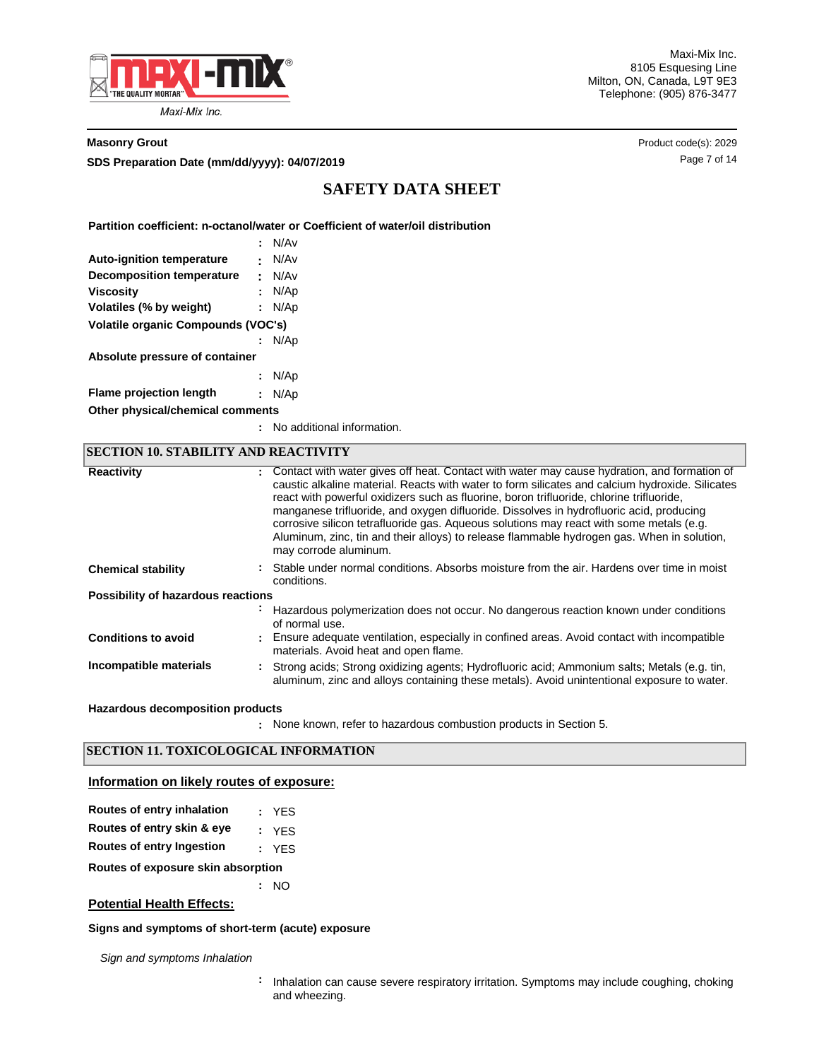**Partition coefficient: n-octanol/water or Coefficient of water/oil distribution**

: N/Av

**Auto-ignition temperature** : N/Av

**Decomposition temperature** : N/Av

**Viscosity** : N/Ap

**Volatiles (% by weight)** : N/Ap

**Volatile organic Compounds (VOC's)**

: N/Ap

**Absolute pressure of container**

: N/Ap

**Flame projection length** : N/Ap

**Other physical/chemical comments**

: No additional information.

## SECTION 10. STABILITY AND REACTIVITY

**Reactivity** : Contact with water gives off heat. Contact with water may cause hydration, and formation of caustic alkaline material. Reacts with water to form silicates and calcium hydroxide. Silicates react with powerful oxidizers such as fluorine, boron trifluoride, chlorine trifluoride, manganese trifluoride, and oxygen difluoride. Dissolves in hydrofluoric acid, producing corrosive silicon tetrafluoride gas. Aqueous solutions may react with some metals (e.g. Aluminum, zinc, tin and their alloys) to release flammable hydrogen gas. When in solution, may corrode aluminum.

**Chemical stability** : Stable under normal conditions. Absorbs moisture from the air. Hardens over time in moist conditions.

**Possibility of hazardous reactions**

: Hazardous polymerization does not occur. No dangerous reaction known under conditions of normal use.

**Conditions to avoid** : Ensure adequate ventilation, especially in confined areas. Avoid contact with incompatible materials. Avoid heat and open flame.

**Incompatible materials** : Strong acids; Strong oxidizing agents; Hydrofluoric acid; Ammonium salts; Metals (e.g. tin, aluminum, zinc and alloys containing these metals). Avoid unintentional exposure to water.

**Hazardous decomposition products**

: None known, refer to hazardous combustion products in Section 5.

## SECTION 11. TOXICOLOGICAL INFORMATION

### Information on likely routes of exposure:

**Routes of entry inhalation** : YES

**Routes of entry skin & eye** : YES

**Routes of entry Ingestion** : YES

**Routes of exposure skin absorption**

: NO

### Potential Health Effects:

**Signs and symptoms of short-term (acute) exposure**

*Sign and symptoms Inhalation*

: Inhalation can cause severe respiratory irritation. Symptoms may include coughing, choking and wheezing.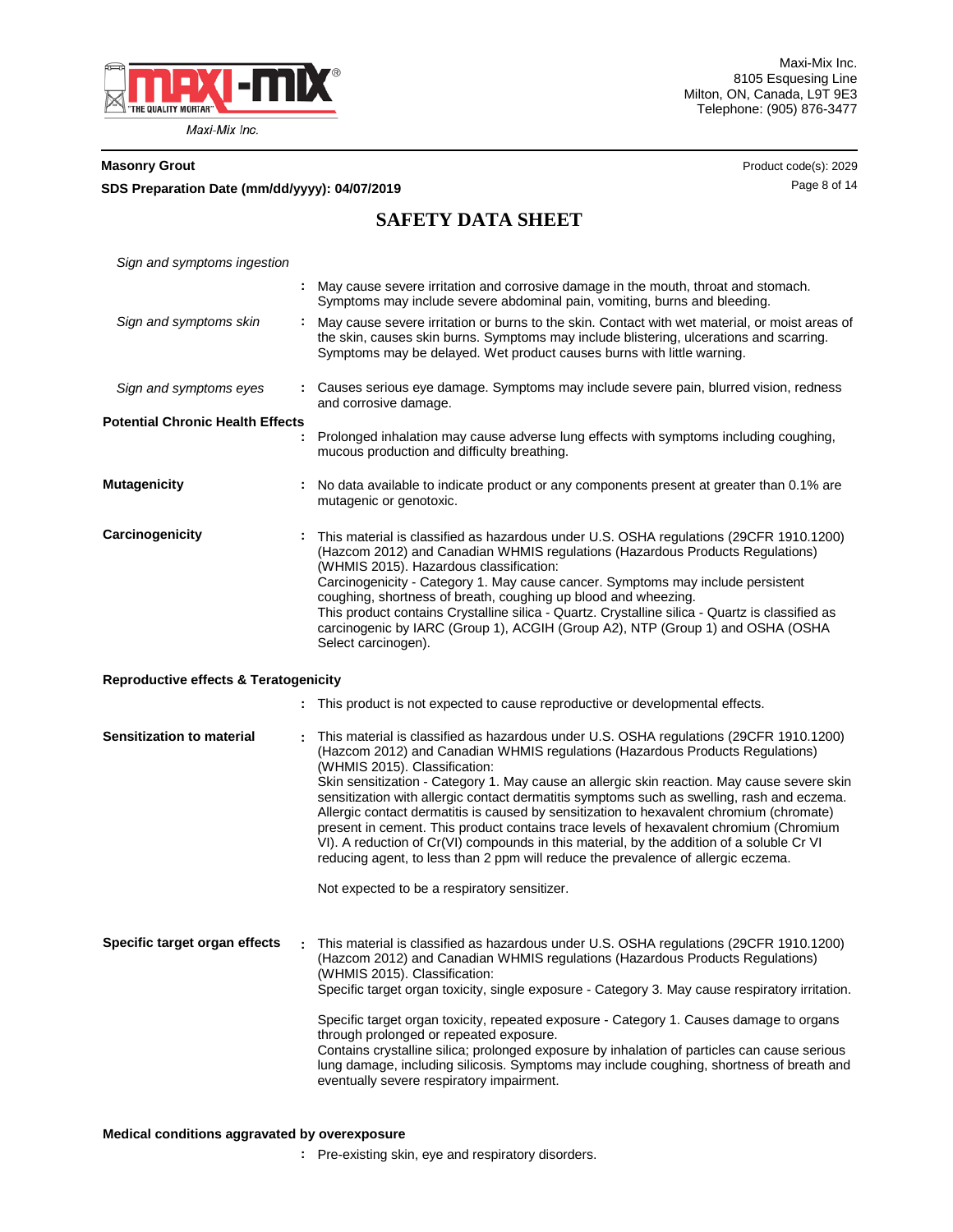*Sign and symptoms ingestion*

: May cause severe irritation and corrosive damage in the mouth, throat and stomach. Symptoms may include severe abdominal pain, vomiting, burns and bleeding.

*Sign and symptoms skin* : May cause severe irritation or burns to the skin. Contact with wet material, or moist areas of the skin, causes skin burns. Symptoms may include blistering, ulcerations and scarring. Symptoms may be delayed. Wet product causes burns with little warning.

*Sign and symptoms eyes* : Causes serious eye damage. Symptoms may include severe pain, blurred vision, redness and corrosive damage.

**Potential Chronic Health Effects**

: Prolonged inhalation may cause adverse lung effects with symptoms including coughing, mucous production and difficulty breathing.

**Mutagenicity** : No data available to indicate product or any components present at greater than 0.1% are mutagenic or genotoxic.

**Carcinogenicity** : This material is classified as hazardous under U.S. OSHA regulations (29CFR 1910.1200) (Hazcom 2012) and Canadian WHMIS regulations (Hazardous Products Regulations) (WHMIS 2015). Hazardous classification:
Carcinogenicity - Category 1. May cause cancer. Symptoms may include persistent coughing, shortness of breath, coughing up blood and wheezing.
This product contains Crystalline silica - Quartz. Crystalline silica - Quartz is classified as carcinogenic by IARC (Group 1), ACGIH (Group A2), NTP (Group 1) and OSHA (OSHA Select carcinogen).

**Reproductive effects & Teratogenicity**

: This product is not expected to cause reproductive or developmental effects.

**Sensitization to material** : This material is classified as hazardous under U.S. OSHA regulations (29CFR 1910.1200) (Hazcom 2012) and Canadian WHMIS regulations (Hazardous Products Regulations) (WHMIS 2015). Classification:
Skin sensitization - Category 1. May cause an allergic skin reaction. May cause severe skin sensitization with allergic contact dermatitis symptoms such as swelling, rash and eczema. Allergic contact dermatitis is caused by sensitization to hexavalent chromium (chromate) present in cement. This product contains trace levels of hexavalent chromium (Chromium VI). A reduction of Cr(VI) compounds in this material, by the addition of a soluble Cr VI reducing agent, to less than 2 ppm will reduce the prevalence of allergic eczema.

Not expected to be a respiratory sensitizer.

**Specific target organ effects** : This material is classified as hazardous under U.S. OSHA regulations (29CFR 1910.1200) (Hazcom 2012) and Canadian WHMIS regulations (Hazardous Products Regulations) (WHMIS 2015). Classification:
Specific target organ toxicity, single exposure - Category 3. May cause respiratory irritation.

Specific target organ toxicity, repeated exposure - Category 1. Causes damage to organs through prolonged or repeated exposure.
Contains crystalline silica; prolonged exposure by inhalation of particles can cause serious lung damage, including silicosis. Symptoms may include coughing, shortness of breath and eventually severe respiratory impairment.

**Medical conditions aggravated by overexposure**

: Pre-existing skin, eye and respiratory disorders.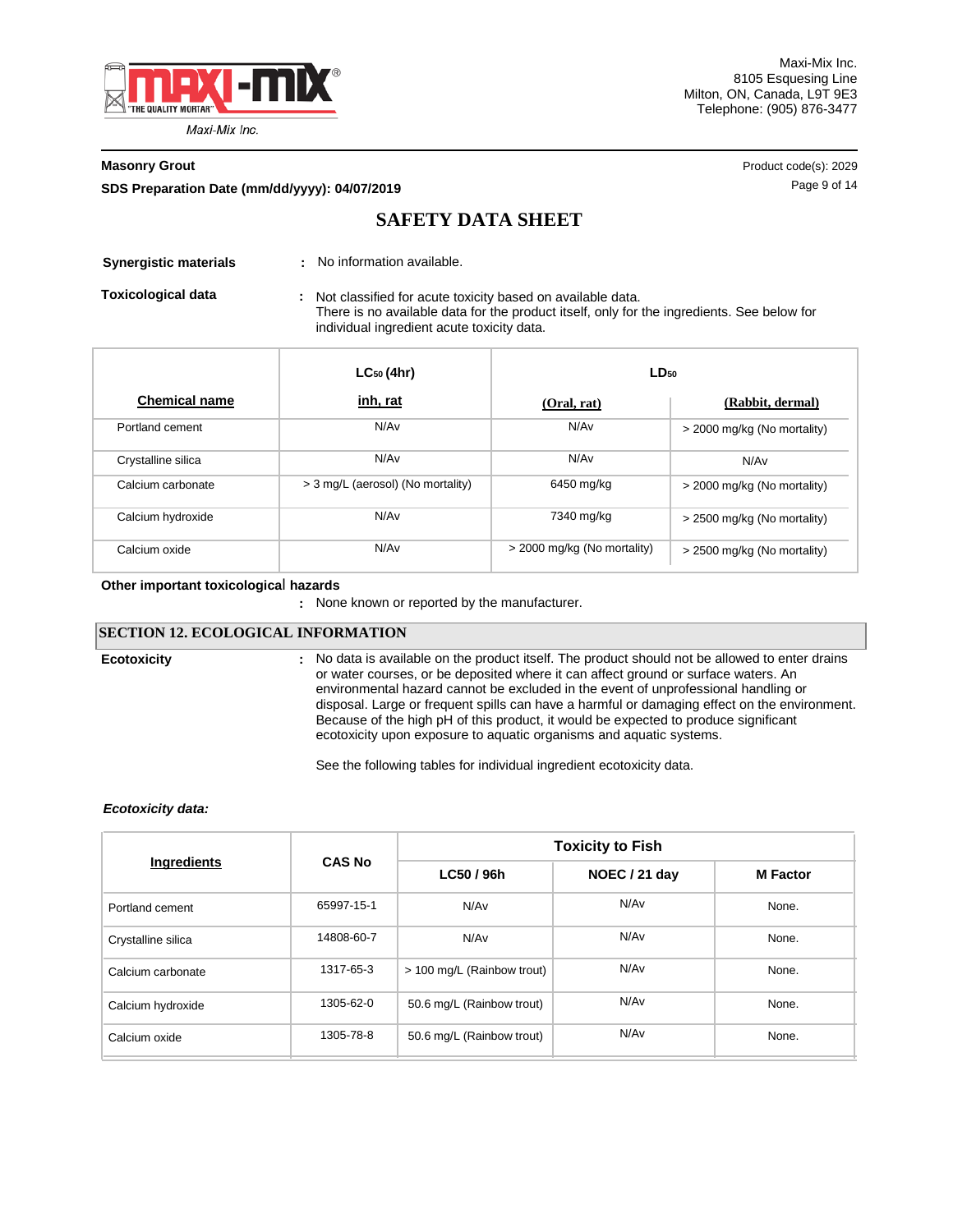**Synergistic materials** : No information available.

**Toxicological data** : Not classified for acute toxicity based on available data. There is no available data for the product itself, only for the ingredients. See below for individual ingredient acute toxicity data.

| Chemical name | $LC_{50}$ (4hr) inh, rat | $LD_{50}$ (Oral, rat) | $LD_{50}$ (Rabbit, dermal) |
|---|---|---|---|
| Portland cement | N/Av | N/Av | > 2000 mg/kg (No mortality) |
| Crystalline silica | N/Av | N/Av | N/Av |
| Calcium carbonate | > 3 mg/L (aerosol) (No mortality) | 6450 mg/kg | > 2000 mg/kg (No mortality) |
| Calcium hydroxide | N/Av | 7340 mg/kg | > 2500 mg/kg (No mortality) |
| Calcium oxide | N/Av | > 2000 mg/kg (No mortality) | > 2500 mg/kg (No mortality) |

**Other important toxicological hazards**

: None known or reported by the manufacturer.

## SECTION 12. ECOLOGICAL INFORMATION

**Ecotoxicity** : No data is available on the product itself. The product should not be allowed to enter drains or water courses, or be deposited where it can affect ground or surface waters. An environmental hazard cannot be excluded in the event of unprofessional handling or disposal. Large or frequent spills can have a harmful or damaging effect on the environment. Because of the high pH of this product, it would be expected to produce significant ecotoxicity upon exposure to aquatic organisms and aquatic systems.

See the following tables for individual ingredient ecotoxicity data.

***Ecotoxicity data:***

| Ingredients | CAS No | Toxicity to Fish | | |
|---|---|---|---|---|
| | | LC50 / 96h | NOEC / 21 day | M Factor |
| Portland cement | 65997-15-1 | N/Av | N/Av | None. |
| Crystalline silica | 14808-60-7 | N/Av | N/Av | None. |
| Calcium carbonate | 1317-65-3 | > 100 mg/L (Rainbow trout) | N/Av | None. |
| Calcium hydroxide | 1305-62-0 | 50.6 mg/L (Rainbow trout) | N/Av | None. |
| Calcium oxide | 1305-78-8 | 50.6 mg/L (Rainbow trout) | N/Av | None. |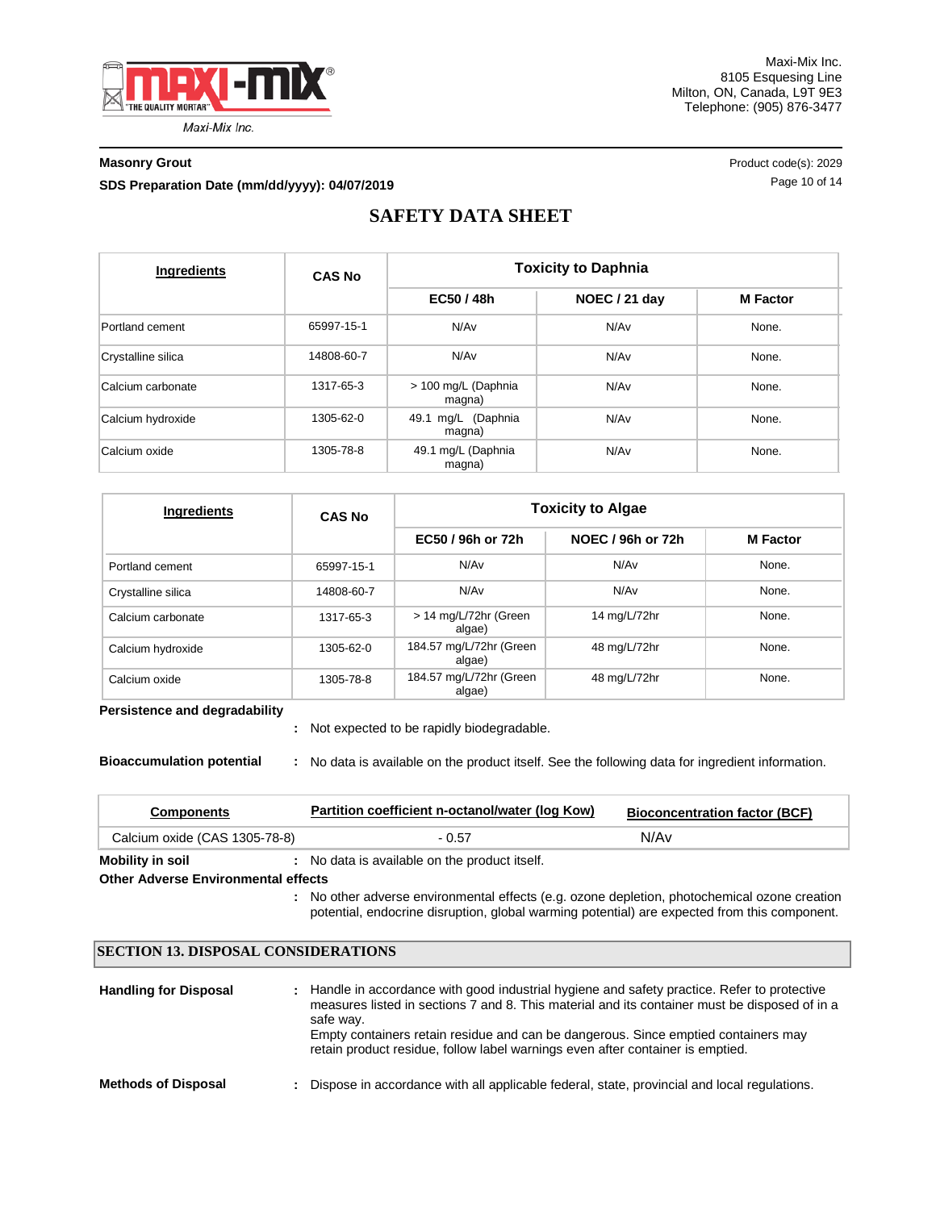| Ingredients | CAS No | Toxicity to Daphnia | | |
|---|---|---|---|---|
| | | EC50 / 48h | NOEC / 21 day | M Factor |
| Portland cement | 65997-15-1 | N/Av | N/Av | None. |
| Crystalline silica | 14808-60-7 | N/Av | N/Av | None. |
| Calcium carbonate | 1317-65-3 | > 100 mg/L (Daphnia magna) | N/Av | None. |
| Calcium hydroxide | 1305-62-0 | 49.1 mg/L (Daphnia magna) | N/Av | None. |
| Calcium oxide | 1305-78-8 | 49.1 mg/L (Daphnia magna) | N/Av | None. |

| Ingredients | CAS No | Toxicity to Algae | | |
|---|---|---|---|---|
| | | EC50 / 96h or 72h | NOEC / 96h or 72h | M Factor |
| Portland cement | 65997-15-1 | N/Av | N/Av | None. |
| Crystalline silica | 14808-60-7 | N/Av | N/Av | None. |
| Calcium carbonate | 1317-65-3 | > 14 mg/L/72hr (Green algae) | 14 mg/L/72hr | None. |
| Calcium hydroxide | 1305-62-0 | 184.57 mg/L/72hr (Green algae) | 48 mg/L/72hr | None. |
| Calcium oxide | 1305-78-8 | 184.57 mg/L/72hr (Green algae) | 48 mg/L/72hr | None. |

**Persistence and degradability** : Not expected to be rapidly biodegradable.

**Bioaccumulation potential** : No data is available on the product itself. See the following data for ingredient information.

| Components | Partition coefficient n-octanol/water (log Kow) | Bioconcentration factor (BCF) |
|---|---|---|
| Calcium oxide (CAS 1305-78-8) | - 0.57 | N/Av |

**Mobility in soil** : No data is available on the product itself.

**Other Adverse Environmental effects** : No other adverse environmental effects (e.g. ozone depletion, photochemical ozone creation potential, endocrine disruption, global warming potential) are expected from this component.

## SECTION 13. DISPOSAL CONSIDERATIONS

**Handling for Disposal** : Handle in accordance with good industrial hygiene and safety practice. Refer to protective measures listed in sections 7 and 8. This material and its container must be disposed of in a safe way.
Empty containers retain residue and can be dangerous. Since emptied containers may retain product residue, follow label warnings even after container is emptied.

**Methods of Disposal** : Dispose in accordance with all applicable federal, state, provincial and local regulations.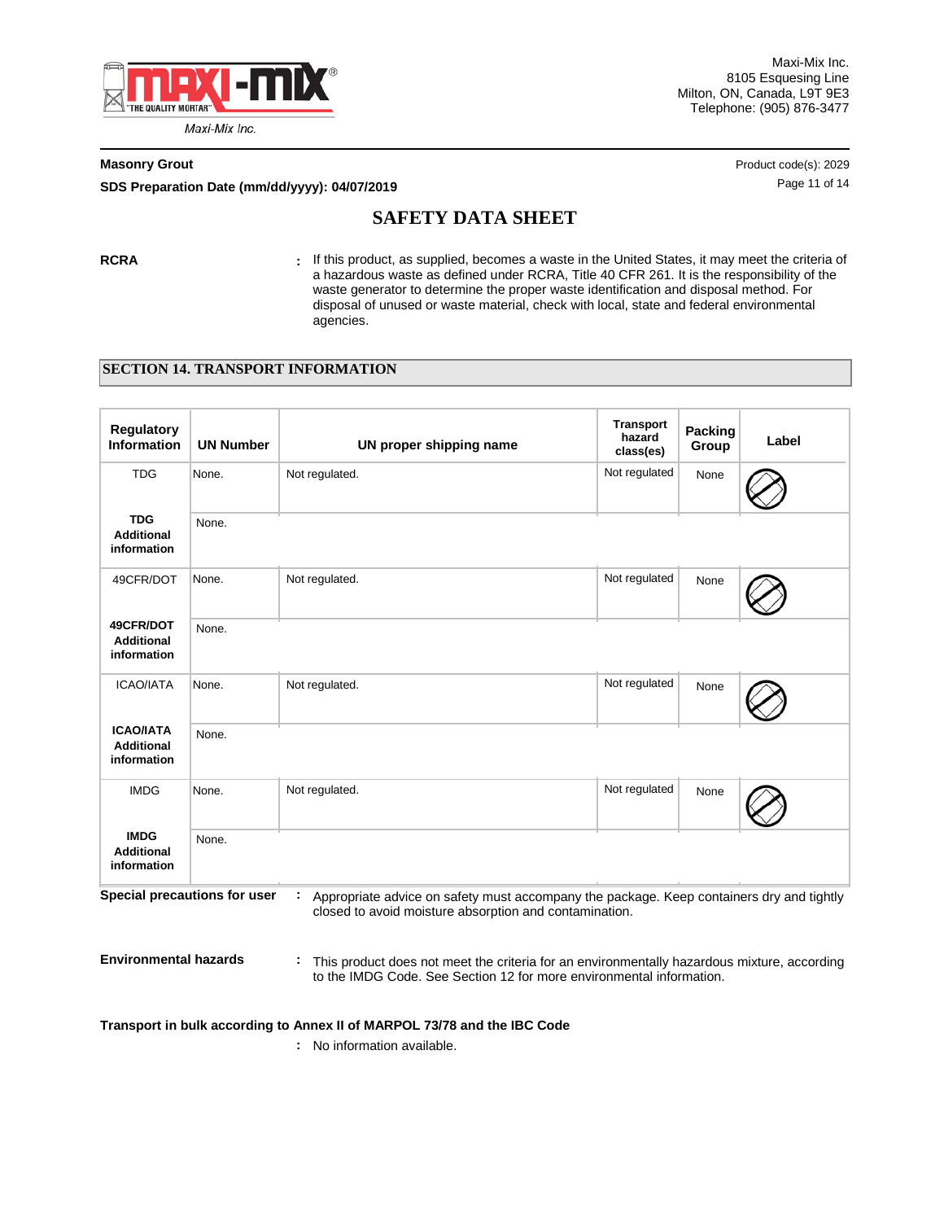**RCRA** : If this product, as supplied, becomes a waste in the United States, it may meet the criteria of a hazardous waste as defined under RCRA, Title 40 CFR 261. It is the responsibility of the waste generator to determine the proper waste identification and disposal method. For disposal of unused or waste material, check with local, state and federal environmental agencies.

## SECTION 14. TRANSPORT INFORMATION

| Regulatory Information | UN Number | UN proper shipping name | Transport hazard class(es) | Packing Group | Label |
|---|---|---|---|---|---|
| TDG | None. | Not regulated. | Not regulated | None | |
| **TDG Additional information** | None. | | | | |
| 49CFR/DOT | None. | Not regulated. | Not regulated | None | |
| **49CFR/DOT Additional information** | None. | | | | |
| ICAO/IATA | None. | Not regulated. | Not regulated | None | |
| **ICAO/IATA Additional information** | None. | | | | |
| IMDG | None. | Not regulated. | Not regulated | None | |
| **IMDG Additional information** | None. | | | | |

**Special precautions for user** : Appropriate advice on safety must accompany the package. Keep containers dry and tightly closed to avoid moisture absorption and contamination.

**Environmental hazards** : This product does not meet the criteria for an environmentally hazardous mixture, according to the IMDG Code. See Section 12 for more environmental information.

**Transport in bulk according to Annex II of MARPOL 73/78 and the IBC Code**

: No information available.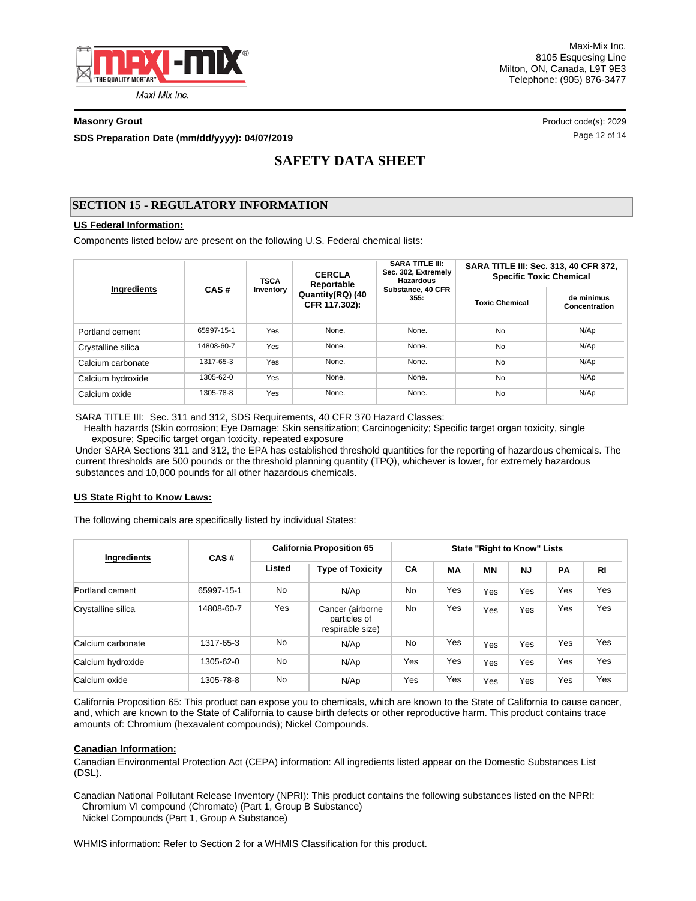Maxi-Mix Inc.
8105 Esquesing Line
Milton, ON, Canada, L9T 9E3
Telephone: (905) 876-3477

**Masonry Grout**

Product code(s): 2029

**SDS Preparation Date (mm/dd/yyyy): 04/07/2019**

# SAFETY DATA SHEET

## SECTION 15 - REGULATORY INFORMATION

**US Federal Information:**

Components listed below are present on the following U.S. Federal chemical lists:

| Ingredients | CAS # | TSCA Inventory | CERCLA Reportable Quantity(RQ) (40 CFR 117.302): | SARA TITLE III: Sec. 302, Extremely Hazardous Substance, 40 CFR 355: | SARA TITLE III: Sec. 313, 40 CFR 372, Specific Toxic Chemical | |
|---|---|---|---|---|---|---|
| | | | | | Toxic Chemical | de minimus Concentration |
| Portland cement | 65997-15-1 | Yes | None. | None. | No | N/Ap |
| Crystalline silica | 14808-60-7 | Yes | None. | None. | No | N/Ap |
| Calcium carbonate | 1317-65-3 | Yes | None. | None. | No | N/Ap |
| Calcium hydroxide | 1305-62-0 | Yes | None. | None. | No | N/Ap |
| Calcium oxide | 1305-78-8 | Yes | None. | None. | No | N/Ap |

SARA TITLE III: Sec. 311 and 312, SDS Requirements, 40 CFR 370 Hazard Classes:
Health hazards (Skin corrosion; Eye Damage; Skin sensitization; Carcinogenicity; Specific target organ toxicity, single exposure; Specific target organ toxicity, repeated exposure
Under SARA Sections 311 and 312, the EPA has established threshold quantities for the reporting of hazardous chemicals. The current thresholds are 500 pounds or the threshold planning quantity (TPQ), whichever is lower, for extremely hazardous substances and 10,000 pounds for all other hazardous chemicals.

**US State Right to Know Laws:**

The following chemicals are specifically listed by individual States:

| Ingredients | CAS # | California Proposition 65 | | State "Right to Know" Lists | | | | | |
|---|---|---|---|---|---|---|---|---|---|
| | | Listed | Type of Toxicity | CA | MA | MN | NJ | PA | RI |
| Portland cement | 65997-15-1 | No | N/Ap | No | Yes | Yes | Yes | Yes | Yes |
| Crystalline silica | 14808-60-7 | Yes | Cancer (airborne particles of respirable size) | No | Yes | Yes | Yes | Yes | Yes |
| Calcium carbonate | 1317-65-3 | No | N/Ap | No | Yes | Yes | Yes | Yes | Yes |
| Calcium hydroxide | 1305-62-0 | No | N/Ap | Yes | Yes | Yes | Yes | Yes | Yes |
| Calcium oxide | 1305-78-8 | No | N/Ap | Yes | Yes | Yes | Yes | Yes | Yes |

California Proposition 65: This product can expose you to chemicals, which are known to the State of California to cause cancer, and, which are known to the State of California to cause birth defects or other reproductive harm. This product contains trace amounts of: Chromium (hexavalent compounds); Nickel Compounds.

**Canadian Information:**

Canadian Environmental Protection Act (CEPA) information: All ingredients listed appear on the Domestic Substances List (DSL).

Canadian National Pollutant Release Inventory (NPRI): This product contains the following substances listed on the NPRI:
Chromium VI compound (Chromate) (Part 1, Group B Substance)
Nickel Compounds (Part 1, Group A Substance)

WHMIS information: Refer to Section 2 for a WHMIS Classification for this product.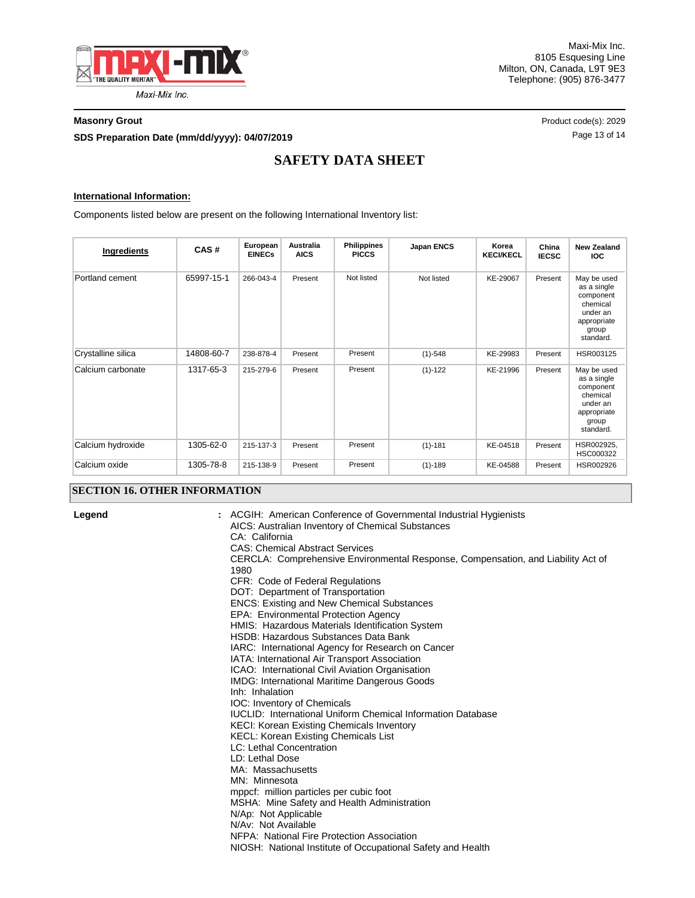**International Information:**

Components listed below are present on the following International Inventory list:

| Ingredients | CAS # | European EINECs | Australia AICS | Philippines PICCS | Japan ENCS | Korea KECI/KECL | China IECSC | New Zealand IOC |
|---|---|---|---|---|---|---|---|---|
| Portland cement | 65997-15-1 | 266-043-4 | Present | Not listed | Not listed | KE-29067 | Present | May be used as a single component chemical under an appropriate group standard. |
| Crystalline silica | 14808-60-7 | 238-878-4 | Present | Present | (1)-548 | KE-29983 | Present | HSR003125 |
| Calcium carbonate | 1317-65-3 | 215-279-6 | Present | Present | (1)-122 | KE-21996 | Present | May be used as a single component chemical under an appropriate group standard. |
| Calcium hydroxide | 1305-62-0 | 215-137-3 | Present | Present | (1)-181 | KE-04518 | Present | HSR002925, HSC000322 |
| Calcium oxide | 1305-78-8 | 215-138-9 | Present | Present | (1)-189 | KE-04588 | Present | HSR002926 |

## SECTION 16. OTHER INFORMATION

**Legend** :
ACGIH: American Conference of Governmental Industrial Hygienists
AICS: Australian Inventory of Chemical Substances
CA: California
CAS: Chemical Abstract Services
CERCLA: Comprehensive Environmental Response, Compensation, and Liability Act of 1980
CFR: Code of Federal Regulations
DOT: Department of Transportation
ENCS: Existing and New Chemical Substances
EPA: Environmental Protection Agency
HMIS: Hazardous Materials Identification System
HSDB: Hazardous Substances Data Bank
IARC: International Agency for Research on Cancer
IATA: International Air Transport Association
ICAO: International Civil Aviation Organisation
IMDG: International Maritime Dangerous Goods
Inh: Inhalation
IOC: Inventory of Chemicals
IUCLID: International Uniform Chemical Information Database
KECI: Korean Existing Chemicals Inventory
KECL: Korean Existing Chemicals List
LC: Lethal Concentration
LD: Lethal Dose
MA: Massachusetts
MN: Minnesota
mppcf: million particles per cubic foot
MSHA: Mine Safety and Health Administration
N/Ap: Not Applicable
N/Av: Not Available
NFPA: National Fire Protection Association
NIOSH: National Institute of Occupational Safety and Health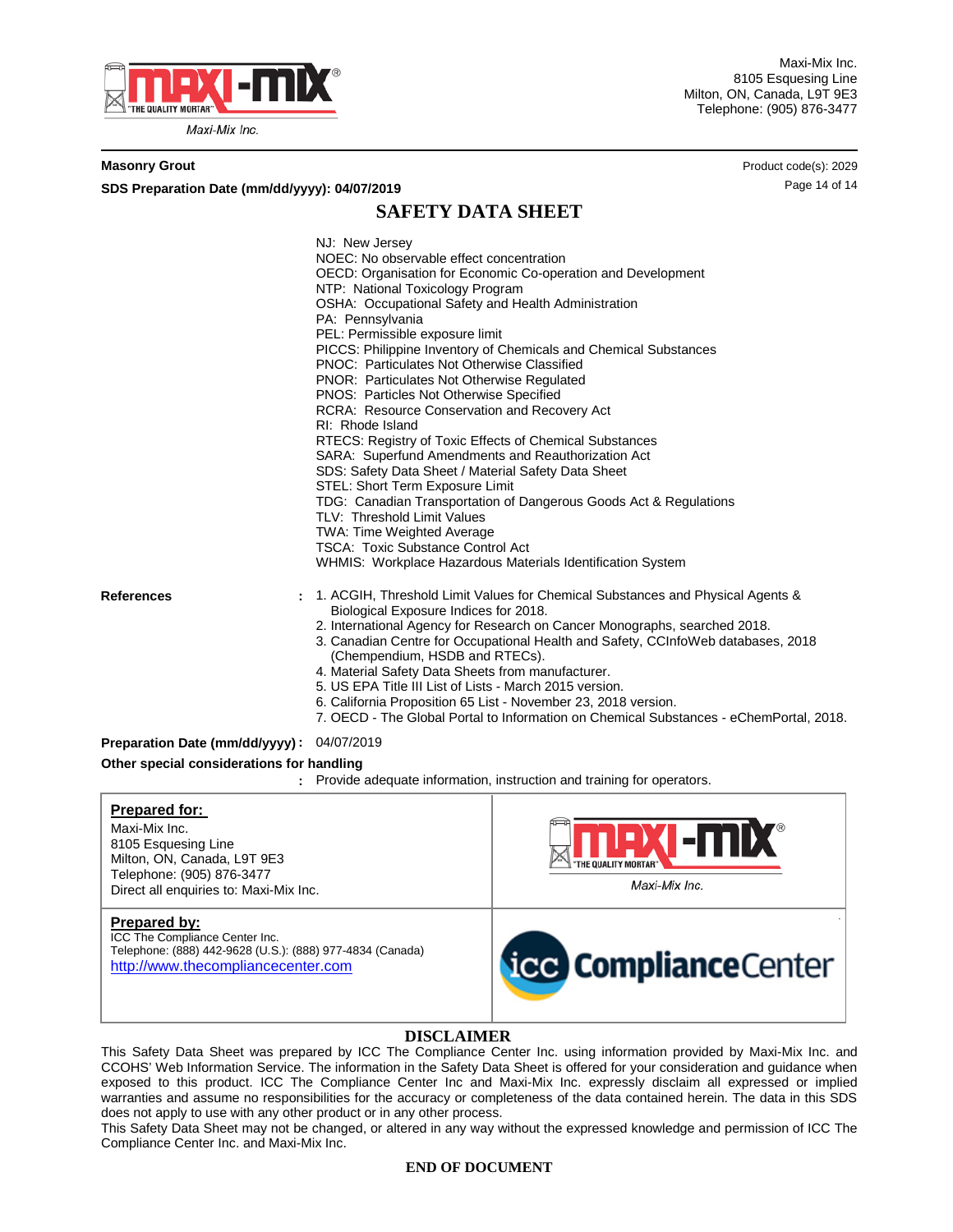Maxi-Mix Inc.
8105 Esquesing Line
Milton, ON, Canada, L9T 9E3
Telephone: (905) 876-3477

**Masonry Grout**

**SDS Preparation Date (mm/dd/yyyy): 04/07/2019**

Product code(s): 2029

# SAFETY DATA SHEET

NJ: New Jersey
NOEC: No observable effect concentration
OECD: Organisation for Economic Co-operation and Development
NTP: National Toxicology Program
OSHA: Occupational Safety and Health Administration
PA: Pennsylvania
PEL: Permissible exposure limit
PICCS: Philippine Inventory of Chemicals and Chemical Substances
PNOC: Particulates Not Otherwise Classified
PNOR: Particulates Not Otherwise Regulated
PNOS: Particles Not Otherwise Specified
RCRA: Resource Conservation and Recovery Act
RI: Rhode Island
RTECS: Registry of Toxic Effects of Chemical Substances
SARA: Superfund Amendments and Reauthorization Act
SDS: Safety Data Sheet / Material Safety Data Sheet
STEL: Short Term Exposure Limit
TDG: Canadian Transportation of Dangerous Goods Act & Regulations
TLV: Threshold Limit Values
TWA: Time Weighted Average
TSCA: Toxic Substance Control Act
WHMIS: Workplace Hazardous Materials Identification System

**References** :
1. ACGIH, Threshold Limit Values for Chemical Substances and Physical Agents & Biological Exposure Indices for 2018.
2. International Agency for Research on Cancer Monographs, searched 2018.
3. Canadian Centre for Occupational Health and Safety, CCInfoWeb databases, 2018 (Chempendium, HSDB and RTECs).
4. Material Safety Data Sheets from manufacturer.
5. US EPA Title III List of Lists - March 2015 version.
6. California Proposition 65 List - November 23, 2018 version.
7. OECD - The Global Portal to Information on Chemical Substances - eChemPortal, 2018.

**Preparation Date (mm/dd/yyyy) :** 04/07/2019

**Other special considerations for handling**
: Provide adequate information, instruction and training for operators.

| | |
|---|---|
| **Prepared for:**<br>Maxi-Mix Inc.<br>8105 Esquesing Line<br>Milton, ON, Canada, L9T 9E3<br>Telephone: (905) 876-3477<br>Direct all enquiries to: Maxi-Mix Inc. | Maxi-Mix Inc. |
| **Prepared by:**<br>ICC The Compliance Center Inc.<br>Telephone: (888) 442-9628 (U.S.): (888) 977-4834 (Canada)<br>http://www.thecompliancecenter.com | icc ComplianceCenter |

## DISCLAIMER

This Safety Data Sheet was prepared by ICC The Compliance Center Inc. using information provided by Maxi-Mix Inc. and CCOHS' Web Information Service. The information in the Safety Data Sheet is offered for your consideration and guidance when exposed to this product. ICC The Compliance Center Inc and Maxi-Mix Inc. expressly disclaim all expressed or implied warranties and assume no responsibilities for the accuracy or completeness of the data contained herein. The data in this SDS does not apply to use with any other product or in any other process.
This Safety Data Sheet may not be changed, or altered in any way without the expressed knowledge and permission of ICC The Compliance Center Inc. and Maxi-Mix Inc.

**END OF DOCUMENT**